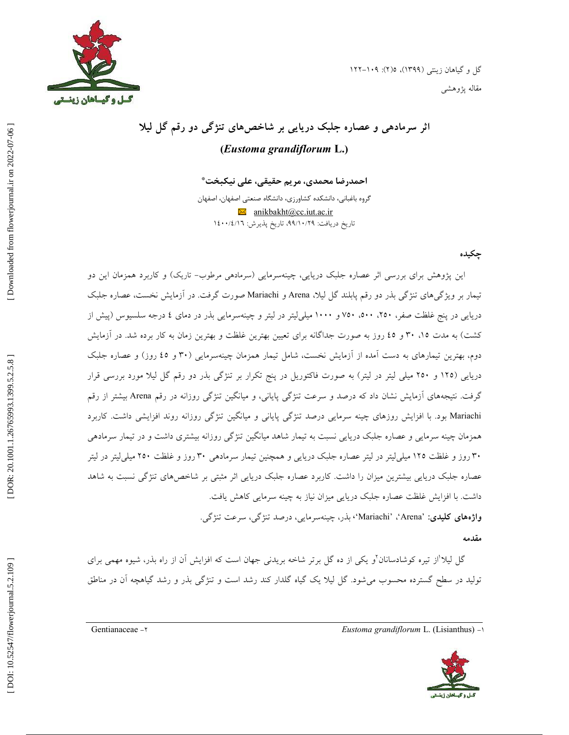مقاله پژوهشی

# اثر سرمادهی و عصاره جلبک دریایی بر شاخص‌های تنژگی دو رقم گل لیلا (*Eustoma grandiflorum* L.)

**احمدرضا محمدی، مریم حقیقی، علی نیکبخت***

گروه باغبانی، دانشکده کشاورزی، دانشگاه صنعتی اصفهان، اصفهان

anikbakht@cc.iut.ac.ir

تاریخ دریافت: ۹۹/۱۰/۲۹، تاریخ پذیرش: ۱٤۰۰/٤/۱٦

## چکیده

این پژوهش برای بررسی اثر عصاره جلبک دریایی، چینه‌سرمایی (سرمادهی مرطوب- تاریک) و کاربرد همزمان این دو تیمار بر ویژگی‌های تنژگی بذر دو رقم پابلند گل لیلا، Arena و Mariachi صورت گرفت. در آزمایش نخست، عصاره جلبک دریایی در پنج غلظت صفر، ۲۵۰، ۵۰۰، ۷۵۰ و ۱۰۰۰ میلی‌لیتر در لیتر و چینه‌سرمایی بذر در دمای ٤ درجه سلسیوس (پیش از کشت) به مدت ۱۵، ۳۰ و ٤۵ روز به صورت جداگانه برای تعیین بهترین غلظت و بهترین زمان به کار برده شد. در آزمایش دوم، بهترین تیمارهای به دست آمده از آزمایش نخست، شامل تیمار همزمان چینه‌سرمایی (۳۰ و ٤۵ روز) و عصاره جلبک دریایی (۱۲۵ و ۲۵۰ میلی لیتر در لیتر) به صورت فاکتوریل در پنج تکرار بر تنژگی بذر دو رقم گل لیلا مورد بررسی قرار گرفت. نتیجه‌های آزمایش نشان داد که درصد و سرعت تنژگی پایانی، و میانگین تنژگی روزانه در رقم Arena بیشتر از رقم Mariachi بود. با افزایش روزهای چینه سرمایی درصد تنژگی پایانی و میانگین تنژگی روزانه روند افزایشی داشت. کاربرد همزمان چینه سرمایی و عصاره جلبک دریایی نسبت به تیمار شاهد میانگین تنژگی روزانه بیشتری داشت و در تیمار سرمادهی ۳۰ روز و غلظت ۱۲۵ میلی‌لیتر در لیتر عصاره جلبک دریایی و همچنین تیمار سرمادهی ۳۰ روز و غلظت ۲۵۰ میلی‌لیتر در لیتر عصاره جلبک دریایی بیشترین میزان را داشت. کاربرد عصاره جلبک دریایی اثر مثبتی بر شاخص‌های تنژگی نسبت به شاهد داشت. با افزایش غلظت عصاره جلبک دریایی میزان نیاز به چینه سرمایی کاهش یافت.

**واژه‌های کلیدی:** 'Arena'، 'Mariachi'، بذر، چینه‌سرمایی، درصد تنژگی، سرعت تنژگی.

## مقدمه

گل لیلا[1] از تیره کوشادسانان[2] و یکی از ده گل برتر شاخه بریدنی جهان است که افزایش آن از راه بذر، شیوه مهمی برای تولید در سطح گسترده محسوب می‌شود. گل لیلا یک گیاه گلدار کند رشد است و تنژگی بذر و رشد گیاهچه آن در مناطق

---

۱- *Eustoma grandiflorum* L. (Lisianthus)

۲- Gentianaceae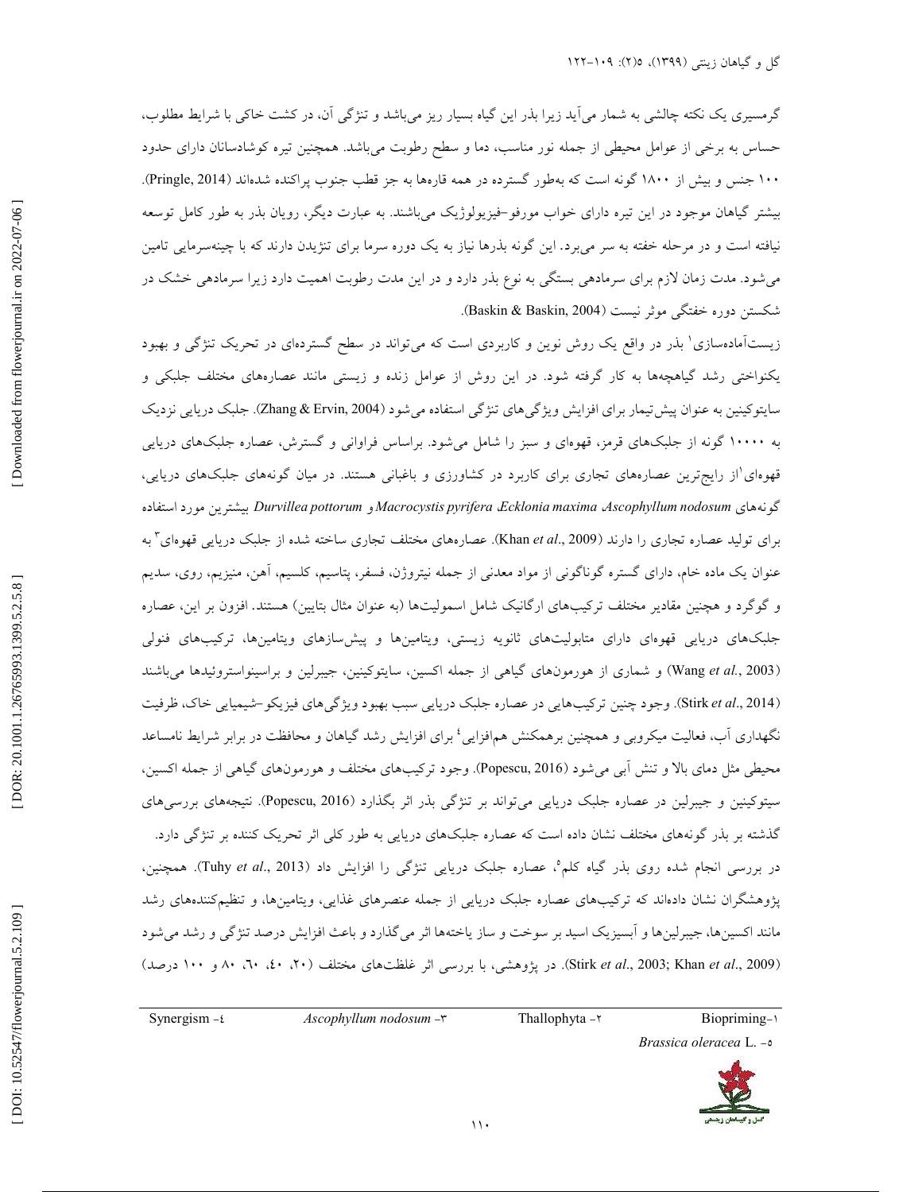گرمسیری یک نکته چالشی به شمار می‌آید زیرا بذر این گیاه بسیار ریز می‌باشد و تنژگی آن، در کشت خاکی با شرایط مطلوب، حساس به برخی از عوامل محیطی از جمله نور مناسب، دما و سطح رطوبت می‌باشد. همچنین تیره کوشادسانان دارای حدود ۱۰۰ جنس و بیش از ۱۸۰۰ گونه است که به‌طور گسترده در همه قاره‌ها به جز قطب جنوب پراکنده شده‌اند (Pringle, 2014). بیشتر گیاهان موجود در این تیره دارای خواب مورفو-فیزیولوژیک می‌باشند. به عبارت دیگر، رویان بذر به طور کامل توسعه نیافته است و در مرحله خفته به سر می‌برد. این گونه بذرها نیاز به یک دوره سرما برای تنژیدن دارند که با چینه‌سرمایی تامین می‌شود. مدت زمان لازم برای سرمادهی بستگی به نوع بذر دارد و در این مدت رطوبت اهمیت دارد زیرا سرمادهی خشک در شکستن دوره خفتگی موثر نیست (Baskin & Baskin, 2004).

زیست‌آماده‌سازی[1] بذر در واقع یک روش نوین و کاربردی است که می‌تواند در سطح گسترده‌ای در تحریک تنژگی و بهبود یکنواختی رشد گیاهچه‌ها به کار گرفته شود. در این روش از عوامل زنده و زیستی مانند عصاره‌های مختلف جلبکی و سایتوکینین به عنوان پیش‌تیمار برای افزایش ویژگی‌های تنژگی استفاده می‌شود (Zhang & Ervin, 2004). جلبک دریایی نزدیک به ۱۰۰۰۰ گونه از جلبک‌های قرمز، قهوه‌ای و سبز را شامل می‌شود. براساس فراوانی و گسترش، عصاره جلبک‌های دریایی قهوه‌ای[2] از رایج‌ترین عصاره‌های تجاری برای کاربرد در کشاورزی و باغبانی هستند. در میان گونه‌های جلبک‌های دریایی، گونه‌های *Ascophyllum nodosum*، *Ecklonia maxima*، *Macrocystis pyrifera* و *Durvillea pottorum* بیشترین مورد استفاده برای تولید عصاره تجاری را دارند (Khan *et al*., 2009). عصاره‌های مختلف تجاری ساخته شده از جلبک دریایی قهوه‌ای[3] به عنوان یک ماده خام، دارای گستره گوناگونی از مواد معدنی از جمله نیتروژن، فسفر، پتاسیم، کلسیم، آهن، منیزیم، روی، سدیم و گوگرد و همچنین مقادیر مختلف ترکیب‌های ارگانیک شامل اسمولیت‌ها (به عنوان مثال بتایین) هستند. افزون بر این، عصاره جلبک‌های دریایی قهوه‌ای دارای متابولیت‌های ثانویه زیستی، ویتامین‌ها و پیش‌سازهای ویتامین‌ها، ترکیب‌های فنولی (Wang *et al*., 2003) و شماری از هورمون‌های گیاهی از جمله اکسین، سایتوکینین، جیبرلین و براسینواستروئیدها می‌باشند (Stirk *et al*., 2014). وجود چنین ترکیب‌هایی در عصاره جلبک دریایی سبب بهبود ویژگی‌های فیزیکو-شیمیایی خاک، ظرفیت نگهداری آب، فعالیت میکروبی و همچنین برهمکنش هم‌افزایی[4] برای افزایش رشد گیاهان و محافظت در برابر شرایط نامساعد محیطی مثل دمای بالا و تنش آبی می‌شود (Popescu, 2016). وجود ترکیب‌های مختلف و هورمون‌های گیاهی از جمله اکسین، سیتوکینین و جیبرلین در عصاره جلبک دریایی می‌تواند بر تنژگی بذر اثر بگذارد (Popescu, 2016). نتیجه‌های بررسی‌های گذشته بر بذر گونه‌های مختلف نشان داده است که عصاره جلبک‌های دریایی به طور کلی اثر تحریک کننده بر تنژگی دارد.

در بررسی انجام شده روی بذر گیاه کلم[5]، عصاره جلبک دریایی تنژگی را افزایش داد (Tuhy *et al*., 2013). همچنین، پژوهشگران نشان داده‌اند که ترکیب‌های عصاره جلبک دریایی از جمله عنصرهای غذایی، ویتامین‌ها، و تنظیم‌کننده‌های رشد مانند اکسین‌ها، جیبرلین‌ها و آبسیزیک اسید بر سوخت و ساز یاخته‌ها اثر می‌گذارد و باعث افزایش درصد تنژگی و رشد می‌شود (Stirk *et al*., 2003; Khan *et al*., 2009). در پژوهشی، با بررسی اثر غلظت‌های مختلف (۲۰، ۴۰، ۶۰، ۸۰ و ۱۰۰ درصد)

---

1- Biopriming
2- Thallophyta
3- *Ascophyllum nodosum*
4- Synergism
5- *Brassica oleracea* L.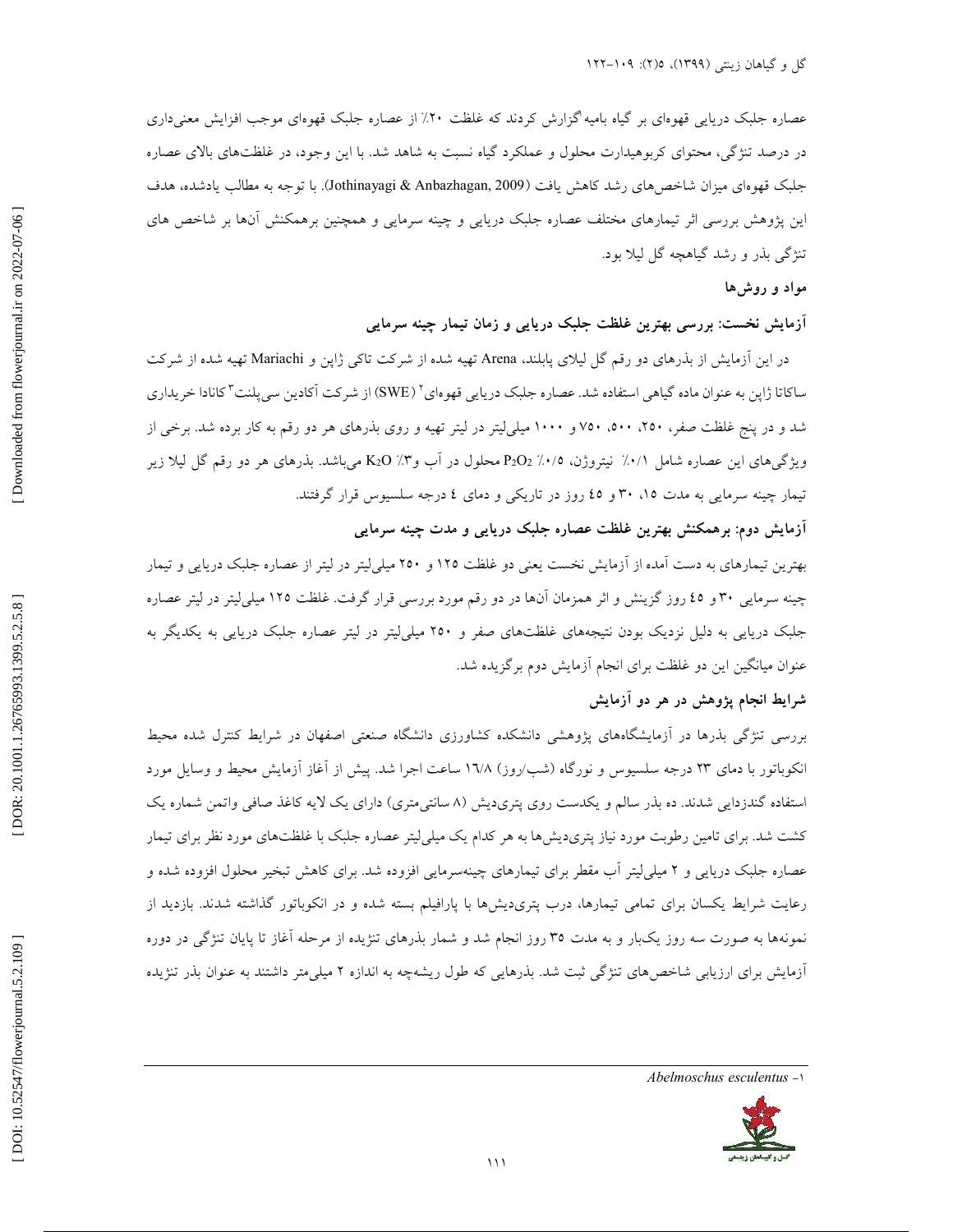عصاره جلبک دریایی قهوه‌ای بر گیاه بامیه[1] گزارش کردند که غلظت ۲۰٪ از عصاره جلبک قهوه‌ای موجب افزایش معنی‌داری در درصد تنژگی، محتوای کربوهیدارت محلول و عملکرد گیاه نسبت به شاهد شد. با این وجود، در غلظت‌های بالای عصاره جلبک قهوه‌ای میزان شاخص‌های رشد کاهش یافت (Jothinayagi & Anbazhagan, 2009). با توجه به مطالب یادشده، هدف این پژوهش بررسی اثر تیمارهای مختلف عصاره جلبک دریایی و چینه سرمایی و همچنین برهمکنش آن‌ها بر شاخص های تنژگی بذر و رشد گیاهچه گل لیلا بود.

## مواد و روش‌ها

### آزمایش نخست: بررسی بهترین غلظت جلبک دریایی و زمان تیمار چینه سرمایی

در این آزمایش از بذرهای دو رقم گل لیلای پابلند، Arena تهیه شده از شرکت تاکی ژاپن و Mariachi تهیه شده از شرکت ساکاتا ژاپن به عنوان ماده گیاهی استفاده شد. عصاره جلبک دریایی قهوه‌ای[2] (SWE) از شرکت آکادین سی‌پلنت[3] کانادا خریداری شد و در پنج غلظت صفر، ۲۵۰، ۵۰۰، ۷۵۰ و ۱۰۰۰ میلی‌لیتر در لیتر تهیه و روی بذرهای هر دو رقم به کار برده شد. برخی از ویژگی‌های این عصاره شامل ۰/۱٪ نیتروژن، ۰/۵٪ $P_2O_2$ محلول در آب و۳٪ $K_2O$ می‌باشد. بذرهای هر دو رقم گل لیلا زیر تیمار چینه سرمایی به مدت ۱۵، ۳۰ و ۴۵ روز در تاریکی و دمای ٤ درجه سلسیوس قرار گرفتند.

### آزمایش دوم: برهمکنش بهترین غلظت عصاره جلبک دریایی و مدت چینه سرمایی

بهترین تیمارهای به دست آمده از آزمایش نخست یعنی دو غلظت ۱۲۵ و ۲۵۰ میلی‌لیتر در لیتر از عصاره جلبک دریایی و تیمار چینه سرمایی ۳۰ و ٤٥ روز گزینش و اثر همزمان آن‌ها در دو رقم مورد بررسی قرار گرفت. غلظت ۱۲۵ میلی‌لیتر در لیتر عصاره جلبک دریایی به دلیل نزدیک بودن نتیجه‌های غلظت‌های صفر و ۲۵۰ میلی‌لیتر در لیتر عصاره جلبک دریایی به یکدیگر به عنوان میانگین این دو غلظت برای انجام آزمایش دوم برگزیده شد.

### شرایط انجام پژوهش در هر دو آزمایش

بررسی تنژگی بذرها در آزمایشگاه‌های پژوهشی دانشکده کشاورزی دانشگاه صنعتی اصفهان در شرایط کنترل شده محیط انکوباتور با دمای ۲۳ درجه سلسیوس و نورگاه (شب/روز) ١٦/٨ ساعت اجرا شد. پیش از آغاز آزمایش محیط و وسایل مورد استفاده گندزدایی شدند. ده بذر سالم و یکدست روی پتری‌دیش (۸ سانتی‌متری) دارای یک لایه کاغذ صافی واتمن شماره یک کشت شد. برای تامین رطوبت مورد نیاز پتری‌دیش‌ها به هر کدام یک میلی‌لیتر عصاره جلبک با غلظت‌های مورد نظر برای تیمار عصاره جلبک دریایی و ۲ میلی‌لیتر آب مقطر برای تیمارهای چینه‌سرمایی افزوده شد. برای کاهش تبخیر محلول افزوده شده و رعایت شرایط یکسان برای تمامی تیمارها، درب پتری‌دیش‌ها با پارافیلم بسته شده و در انکوباتور گذاشته شدند. بازدید از نمونه‌ها به صورت سه روز یک‌بار و به مدت ۳۵ روز انجام شد و شمار بذرهای تنژیده از مرحله آغاز تا پایان تنژگی در دوره آزمایش برای ارزیابی شاخص‌های تنژگی ثبت شد. بذرهایی که طول ریشه‌چه به اندازه ۲ میلی‌متر داشتند به عنوان بذر تنژیده

---

[1] - *Abelmoschus esculentus*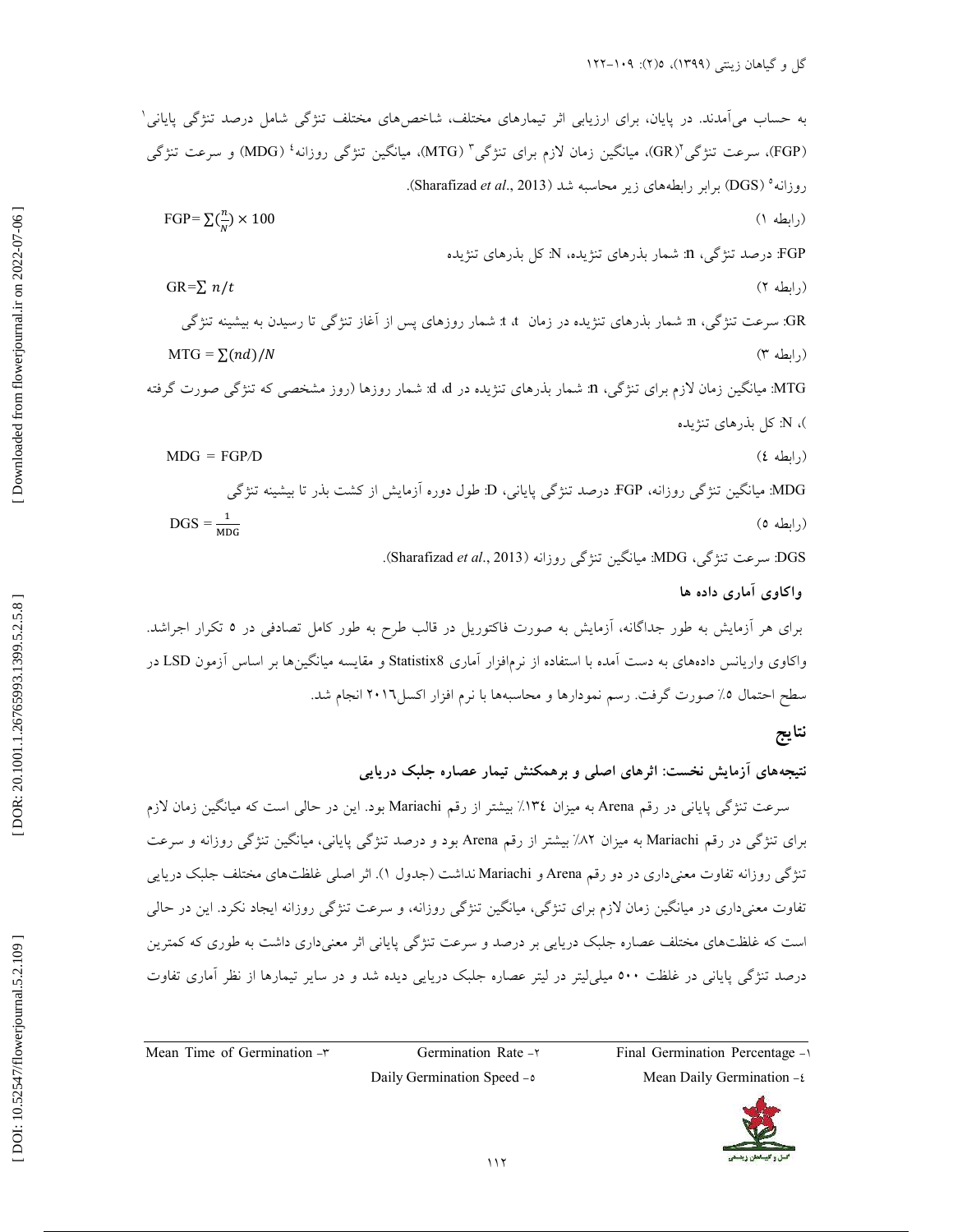به حساب می‌آمدند. در پایان، برای ارزیابی اثر تیمارهای مختلف، شاخص‌های مختلف تنژگی شامل درصد تنژگی پایانی[1] (FGP)، سرعت تنژگی[2] (GR)، میانگین زمان لازم برای تنژگی[3] (MTG)، میانگین تنژگی روزانه[4] (MDG) و سرعت تنژگی روزانه[5] (DGS) برابر رابطه‌های زیر محاسبه شد (Sharafizad *et al*., 2013).

$$FGP = \sum(\frac{n}{N}) \times 100 \quad \text{(رابطه ۱)}$$

FGP: درصد تنژگی، n: شمار بذرهای تنژیده، N: کل بذرهای تنژیده

$$GR = \sum n/t \quad \text{(رابطه ۲)}$$

GR: سرعت تنژگی، n: شمار بذرهای تنژیده در زمان t، t: شمار روزهای پس از آغاز تنژگی تا رسیدن به بیشینه تنژگی

$$MTG = \sum(nd)/N \quad \text{(رابطه ۳)}$$

MTG: میانگین زمان لازم برای تنژگی، n: شمار بذرهای تنژیده در d، d: شمار روزها (روز مشخصی که تنژگی صورت گرفته)، N: کل بذرهای تنژیده

$$MDG = FGP/D \quad \text{(رابطه ٤)}$$

MDG: میانگین تنژگی روزانه، FGP: درصد تنژگی پایانی، D: طول دوره آزمایش از کشت بذر تا بیشینه تنژگی

$$DGS = \frac{1}{MDG} \quad \text{(رابطه ٥)}$$

DGS: سرعت تنژگی، MDG: میانگین تنژگی روزانه (Sharafizad *et al*., 2013).

### واکاوی آماری داده ها

برای هر آزمایش به طور جداگانه، آزمایش به صورت فاکتوریل در قالب طرح به طور کامل تصادفی در ۵ تکرار اجرا شد. واکاوی واریانس داده‌های به دست آمده با استفاده از نرم‌افزار آماری Statistix8 و مقایسه میانگین‌ها بر اساس آزمون LSD در سطح احتمال ۵٪ صورت گرفت. رسم نمودارها و محاسبه‌ها با نرم افزار اکسل۲۰۱٦ انجام شد.

## نتایج

### نتیجه‌های آزمایش نخست: اثرهای اصلی و برهمکنش تیمار عصاره جلبک دریایی

سرعت تنژگی پایانی در رقم Arena به میزان ۱۳٤٪ بیشتر از رقم Mariachi بود. این در حالی است که میانگین زمان لازم برای تنژگی در رقم Mariachi به میزان ۸۲٪ بیشتر از رقم Arena بود و درصد تنژگی پایانی، میانگین تنژگی روزانه و سرعت تنژگی روزانه تفاوت معنی‌داری در دو رقم Arena و Mariachi نداشت (جدول ۱). اثر اصلی غلظت‌های مختلف جلبک دریایی تفاوت معنی‌داری در میانگین زمان لازم برای تنژگی، میانگین تنژگی روزانه، و سرعت تنژگی روزانه ایجاد نکرد. این در حالی است که غلظت‌های مختلف عصاره جلبک دریایی بر درصد و سرعت تنژگی پایانی اثر معنی‌داری داشت به طوری که کمترین درصد تنژگی پایانی در غلظت ۵۰۰ میلی‌لیتر در لیتر عصاره جلبک دریایی دیده شد و در سایر تیمارها از نظر آماری تفاوت

---

1- Final Germination Percentage  
2- Germination Rate  
3- Mean Time of Germination  
4- Mean Daily Germination  
5- Daily Germination Speed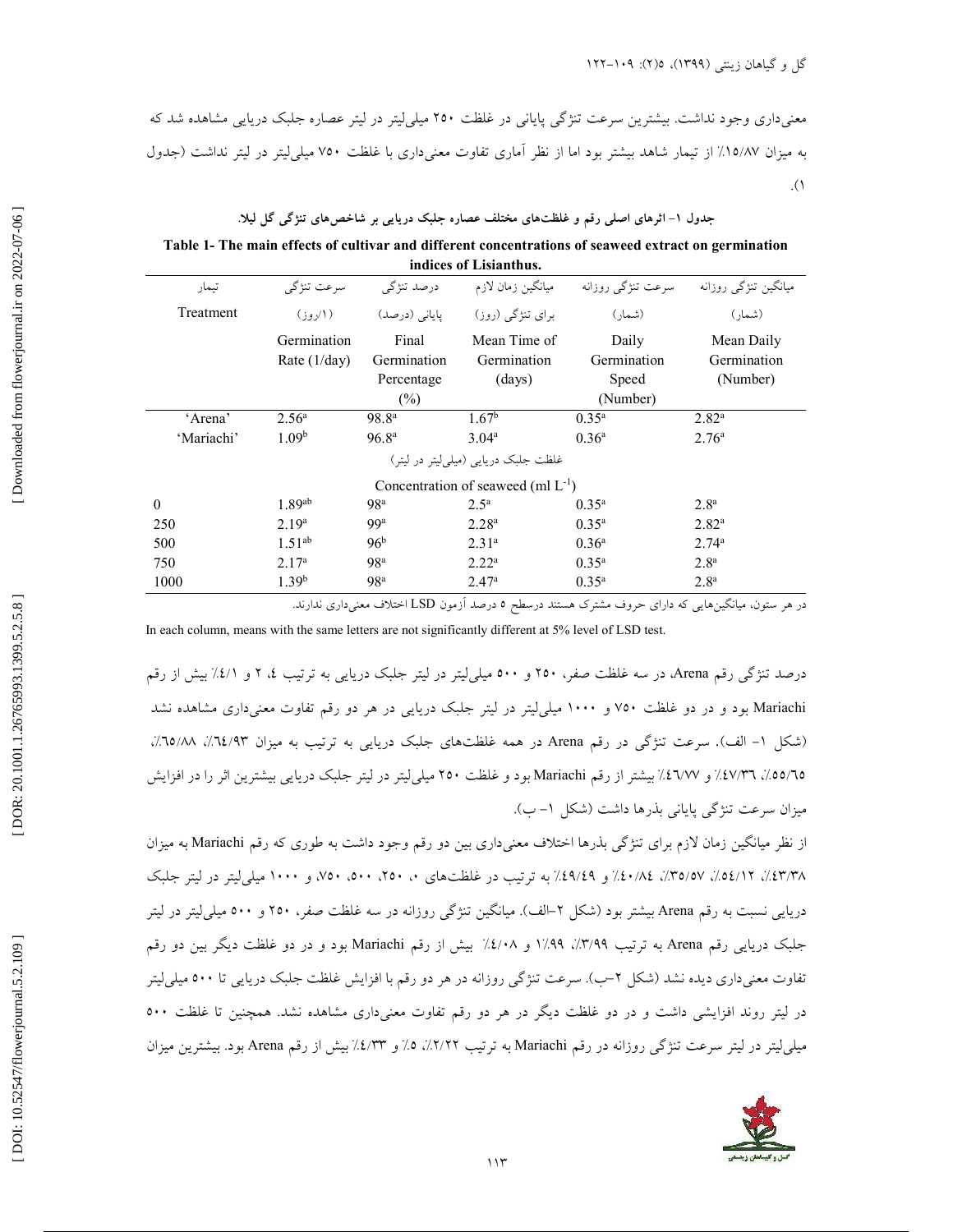معنی‌داری وجود نداشت. بیشترین سرعت تنژگی پایانی در غلظت ۲۵۰ میلی‌لیتر در لیتر عصاره جلبک دریایی مشاهده شد که به میزان ۱۵/۸۷٪ از تیمار شاهد بیشتر بود اما از نظر آماری تفاوت معنی‌داری با غلظت ۷۵۰ میلی‌لیتر در لیتر نداشت (جدول ۱).

**جدول ۱- اثرهای اصلی رقم و غلظت‌های مختلف عصاره جلبک دریایی بر شاخص‌های تنژگی گل لیلا.**

**Table 1- The main effects of cultivar and different concentrations of seaweed extract on germination indices of Lisianthus.**

| تیمار Treatment | سرعت تنژگی (۱/روز) Germination Rate (1/day) | درصد تنژگی پایانی (درصد) Final Germination Percentage (%) | میانگین زمان لازم برای تنژگی (روز) Mean Time of Germination (days) | سرعت تنژگی روزانه (شمار) Daily Germination Speed (Number) | میانگین تنژگی روزانه (شمار) Mean Daily Germination (Number) |
|---|---|---|---|---|---|
| 'Arena' | 2.56a | 98.8a | 1.67b | 0.35a | 2.82a |
| 'Mariachi' | 1.09b | 96.8a | 3.04a | 0.36a | 2.76a |
| غلظت جلبک دریایی (میلی‌لیتر در لیتر) Concentration of seaweed (ml $L^{-1}$) | | | | | |
| 0 | 1.89ab | 98a | 2.5a | 0.35a | 2.8a |
| 250 | 2.19a | 99a | 2.28a | 0.35a | 2.82a |
| 500 | 1.51ab | 96b | 2.31a | 0.36a | 2.74a |
| 750 | 2.17a | 98a | 2.22a | 0.35a | 2.8a |
| 1000 | 1.39b | 98a | 2.47a | 0.35a | 2.8a |

در هر ستون، میانگین‌هایی که دارای حروف مشترک هستند درسطح ۵ درصد آزمون LSD اختلاف معنی‌داری ندارند.

In each column, means with the same letters are not significantly different at 5% level of LSD test.

درصد تنژگی رقم Arena، در سه غلظت صفر، ۲۵۰ و ۵۰۰ میلی‌لیتر در لیتر جلبک دریایی به ترتیب ٤، ۲ و ٤/۱٪ بیش از رقم Mariachi بود و در دو غلظت ۷۵۰ و ۱۰۰۰ میلی‌لیتر در لیتر جلبک دریایی در هر دو رقم تفاوت معنی‌داری مشاهده نشد (شکل ۱- الف). سرعت تنژگی در رقم Arena در همه غلظت‌های جلبک دریایی به ترتیب به میزان ٦٤/۹۳٪، ٦٥/۸۸٪، ٥٥/٦٥٪، ٤٧/٣٦٪ و ٤٦/٧٧٪ بیشتر از رقم Mariachi بود و غلظت ۲۵۰ میلی‌لیتر در لیتر جلبک دریایی بیشترین اثر را در افزایش میزان سرعت تنژگی پایانی بذرها داشت (شکل ۱- ب).

از نظر میانگین زمان لازم برای تنژگی بذرها اختلاف معنی‌داری بین دو رقم وجود داشت به طوری که رقم Mariachi به میزان ٤٣/٣٨٪، ٥٤/١٢٪، ٣٥/٥٧٪، ٤٠/٨٤٪ و ٤٩/٤٩٪ به ترتیب در غلظت‌های ۰، ۲۵۰، ۵۰۰، ۷۵۰، و ۱۰۰۰ میلی‌لیتر در لیتر جلبک دریایی نسبت به رقم Arena بیشتر بود (شکل ۲-الف). میانگین تنژگی روزانه در سه غلظت صفر، ۲۵۰ و ۵۰۰ میلی‌لیتر در لیتر جلبک دریایی رقم Arena به ترتیب ۳/۹۹٪، ۱/۹۹٪ و ٤/۰۸٪ بیش از رقم Mariachi بود و در دو غلظت دیگر بین دو رقم تفاوت معنی‌داری دیده نشد (شکل ۲-ب). سرعت تنژگی روزانه در هر دو رقم با افزایش غلظت جلبک دریایی تا ۵۰۰ میلی‌لیتر در لیتر روند افزایشی داشت و در دو غلظت دیگر در هر دو رقم تفاوت معنی‌داری مشاهده نشد. همچنین تا غلظت ۵۰۰ میلی‌لیتر در لیتر سرعت تنژگی روزانه در رقم Mariachi به ترتیب ۲/۲۲٪، ۵٪ و ٤/۳۳٪ بیش از رقم Arena بود. بیشترین میزان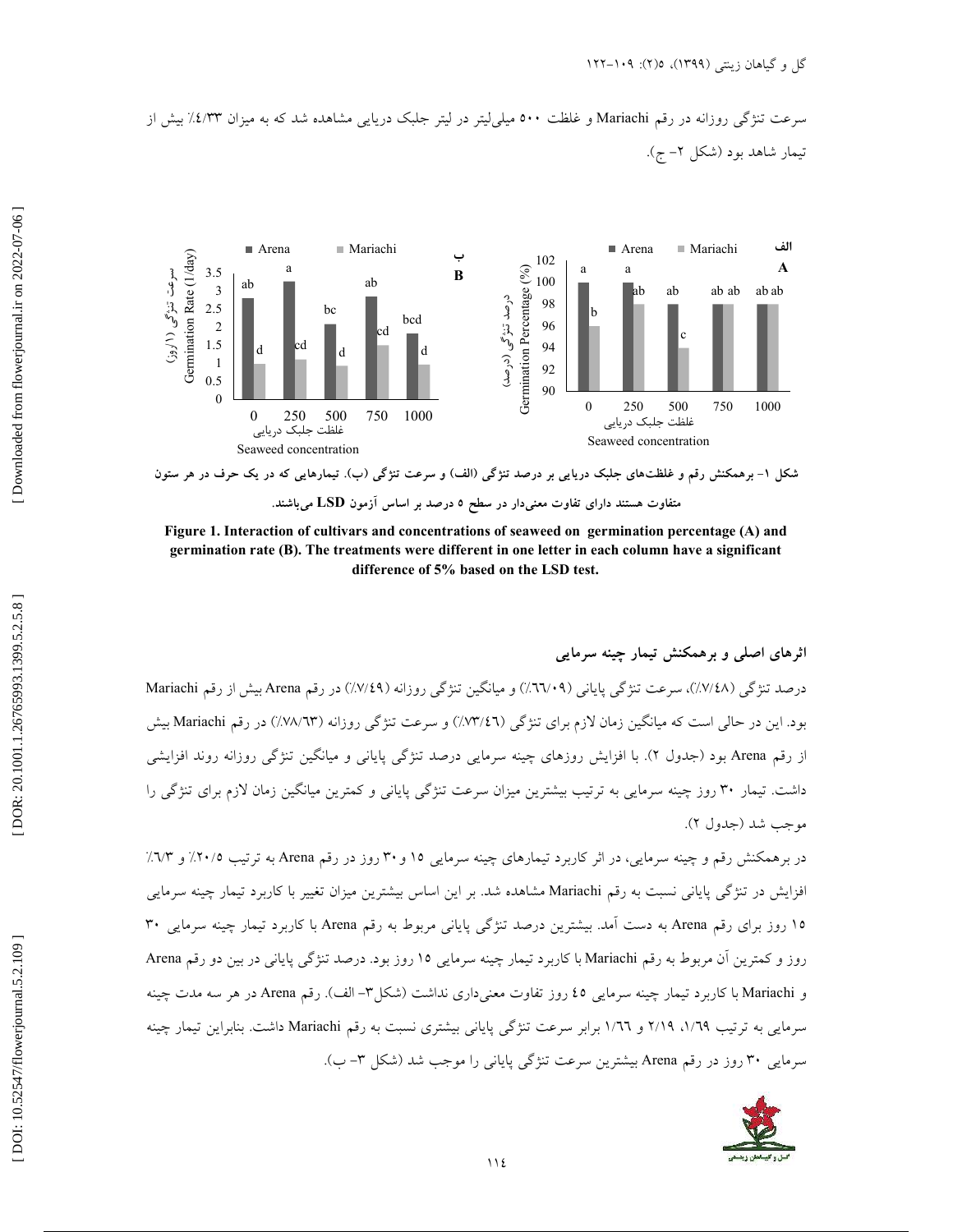سرعت تنژگی روزانه در رقم Mariachi و غلظت ۵۰۰ میلی‌لیتر در لیتر جلبک دریایی مشاهده شد که به میزان ۴/۳۳٪ بیش از تیمار شاهد بود (شکل ۲- ج).

شکل ۱- برهمکنش رقم و غلظت‌های جلبک دریایی بر درصد تنژگی (الف) و سرعت تنژگی (ب). تیمارهایی که در یک حرف در هر ستون متفاوت هستند دارای تفاوت معنی‌دار در سطح ۵ درصد بر اساس آزمون LSD می‌باشند.

**Figure 1. Interaction of cultivars and concentrations of seaweed on germination percentage (A) and germination rate (B). The treatments were different in one letter in each column have a significant difference of 5% based on the LSD test.**

### اثرهای اصلی و برهمکنش تیمار چینه سرمایی

درصد تنژگی (۷/۴۸٪)، سرعت تنژگی پایانی (۶۶/۰۹٪) و میانگین تنژگی روزانه (۷/۴۹٪) در رقم Arena بیش از رقم Mariachi بود. این در حالی است که میانگین زمان لازم برای تنژگی (۷۳/۴۶٪) و سرعت تنژگی روزانه (۷۸/۶۳٪) در رقم Mariachi بیش از رقم Arena بود (جدول ۲). با افزایش روزهای چینه سرمایی درصد تنژگی پایانی و میانگین تنژگی روزانه روند افزایشی داشت. تیمار ۳۰ روز چینه سرمایی به ترتیب بیشترین میزان سرعت تنژگی پایانی و کمترین میانگین زمان لازم برای تنژگی را موجب شد (جدول ۲).

در برهمکنش رقم و چینه سرمایی، در اثر کاربرد تیمارهای چینه سرمایی ۱۵ و ۳۰ روز در رقم Arena به ترتیب ۲۰/۵٪ و ۶/۷۳٪ افزایش در تنژگی پایانی نسبت به رقم Mariachi مشاهده شد. بر این اساس بیشترین میزان تغییر با کاربرد تیمار چینه سرمایی ۱۵ روز برای رقم Arena به دست آمد. بیشترین درصد تنژگی پایانی مربوط به رقم Arena با کاربرد تیمار چینه سرمایی ۳۰ روز و کمترین آن مربوط به رقم Mariachi با کاربرد تیمار چینه سرمایی ۱۵ روز بود. درصد تنژگی پایانی در بین دو رقم Arena و Mariachi با کاربرد تیمار چینه سرمایی ۴۵ روز تفاوت معنی‌داری نداشت (شکل ۳- الف). رقم Arena در هر سه مدت چینه سرمایی به ترتیب ۱/۶۹، ۲/۱۹ و ۱/۶۶ برابر سرعت تنژگی پایانی بیشتری نسبت به رقم Mariachi داشت. بنابراین تیمار چینه سرمایی ۳۰ روز در رقم Arena بیشترین سرعت تنژگی پایانی را موجب شد (شکل ۳- ب).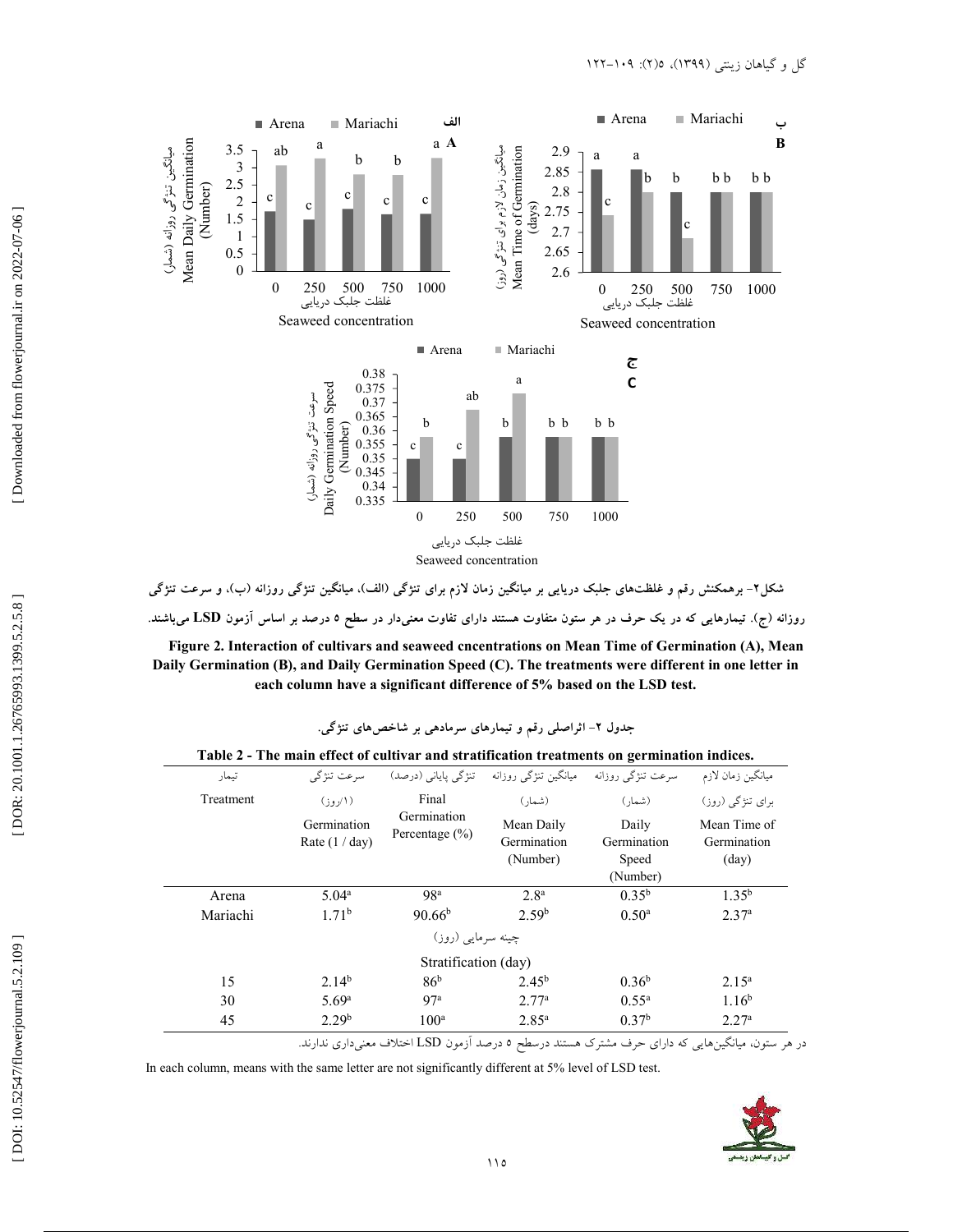شکل۲- برهمکنش رقم و غلظت‌های جلبک دریایی بر میانگین زمان لازم برای تنژگی (الف)، میانگین تنژگی روزانه (ب)، و سرعت تنژگی روزانه (ج). تیمارهایی که در یک حرف در هر ستون متفاوت هستند دارای تفاوت معنی‌دار در سطح ۵ درصد بر اساس آزمون LSD می‌باشند.

**Figure 2. Interaction of cultivars and seaweed cncentrations on Mean Time of Germination (A), Mean Daily Germination (B), and Daily Germination Speed (C). The treatments were different in one letter in each column have a significant difference of 5% based on the LSD test.**

جدول ۲- اثراصلی رقم و تیمارهای سرمادهی بر شاخص‌های تنژگی.

**Table 2 - The main effect of cultivar and stratification treatments on germination indices.**

| تیمار Treatment | سرعت تنژگی (۱/روز) Germination Rate (1 / day) | تنژگی پایانی (درصد) Final Germination Percentage (%) | میانگین تنژگی روزانه (شمار) Mean Daily Germination (Number) | سرعت تنژگی روزانه (شمار) Daily Germination Speed (Number) | میانگین زمان لازم برای تنژگی (روز) Mean Time of Germination (day) |
|---|---|---|---|---|---|
| Arena | 5.04$^{a}$ | 98$^{a}$ | 2.8$^{a}$ | 0.35$^{b}$ | 1.35$^{b}$ |
| Mariachi | 1.71$^{b}$ | 90.66$^{b}$ | 2.59$^{b}$ | 0.50$^{a}$ | 2.37$^{a}$ |
| | | چینه سرمایی (روز) Stratification (day) | | | |
| 15 | 2.14$^{b}$ | 86$^{b}$ | 2.45$^{b}$ | 0.36$^{b}$ | 2.15$^{a}$ |
| 30 | 5.69$^{a}$ | 97$^{a}$ | 2.77$^{a}$ | 0.55$^{a}$ | 1.16$^{b}$ |
| 45 | 2.29$^{b}$ | 100$^{a}$ | 2.85$^{a}$ | 0.37$^{b}$ | 2.27$^{a}$ |

در هر ستون، میانگین‌هایی که دارای حرف مشترک هستند درسطح ۵ درصد آزمون LSD اختلاف معنی‌داری ندارند.

In each column, means with the same letter are not significantly different at 5% level of LSD test.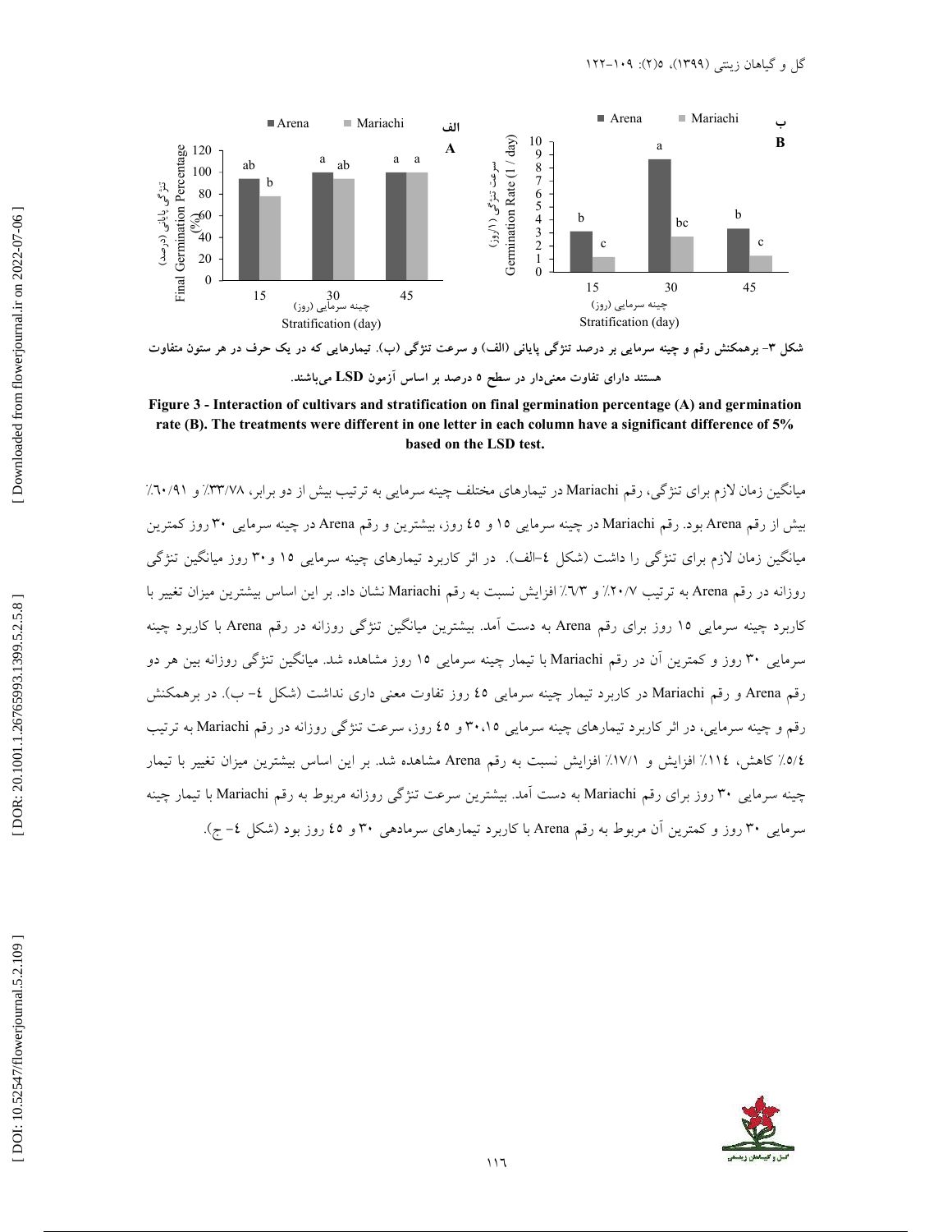شکل ۳- برهمکنش رقم و چینه سرمایی بر درصد تنژگی پایانی (الف) و سرعت تنژگی (ب). تیمارهایی که در یک حرف در هر ستون متفاوت هستند دارای تفاوت معنی‌دار در سطح ۵ درصد بر اساس آزمون LSD می‌باشند.

**Figure 3 - Interaction of cultivars and stratification on final germination percentage (A) and germination rate (B). The treatments were different in one letter in each column have a significant difference of 5% based on the LSD test.**

میانگین زمان لازم برای تنژگی، رقم Mariachi در تیمارهای مختلف چینه سرمایی به ترتیب بیش از دو برابر، ۳۳/۷۸٪ و ۶۰/۹۱٪ بیش از رقم Arena بود. رقم Mariachi در چینه سرمایی ۱۵ و ۴۵ روز، بیشترین و رقم Arena در چینه سرمایی ۳۰ روز کمترین میانگین زمان لازم برای تنژگی را داشت (شکل ۴-الف). در اثر کاربرد تیمارهای چینه سرمایی ۱۵ و۳۰ روز میانگین تنژگی روزانه در رقم Arena به ترتیب ۲۰/۷٪ و ۶/۳٪ افزایش نسبت به رقم Mariachi نشان داد. بر این اساس بیشترین میزان تغییر با کاربرد چینه سرمایی ۱۵ روز برای رقم Arena به دست آمد. بیشترین میانگین تنژگی روزانه در رقم Arena با کاربرد چینه سرمایی ۳۰ روز و کمترین آن در رقم Mariachi با تیمار چینه سرمایی ۱۵ روز مشاهده شد. میانگین تنژگی روزانه بین هر دو رقم Arena و رقم Mariachi در کاربرد تیمار چینه سرمایی ۴۵ روز تفاوت معنی داری نداشت (شکل ۴- ب). در برهمکنش رقم و چینه سرمایی، در اثر کاربرد تیمارهای چینه سرمایی ۱۵، ۳۰ و ۴۵ روز، سرعت تنژگی روزانه در رقم Mariachi به ترتیب ۵/۴٪ کاهش، ۱۱۴٪ افزایش و ۱۷/۱٪ افزایش نسبت به رقم Arena مشاهده شد. بر این اساس بیشترین میزان تغییر با تیمار چینه سرمایی ۳۰ روز برای رقم Mariachi به دست آمد. بیشترین سرعت تنژگی روزانه مربوط به رقم Mariachi با تیمار چینه سرمایی ۳۰ روز و کمترین آن مربوط به رقم Arena با کاربرد تیمارهای سرمادهی ۳۰ و ۴۵ روز بود (شکل ۴- ج).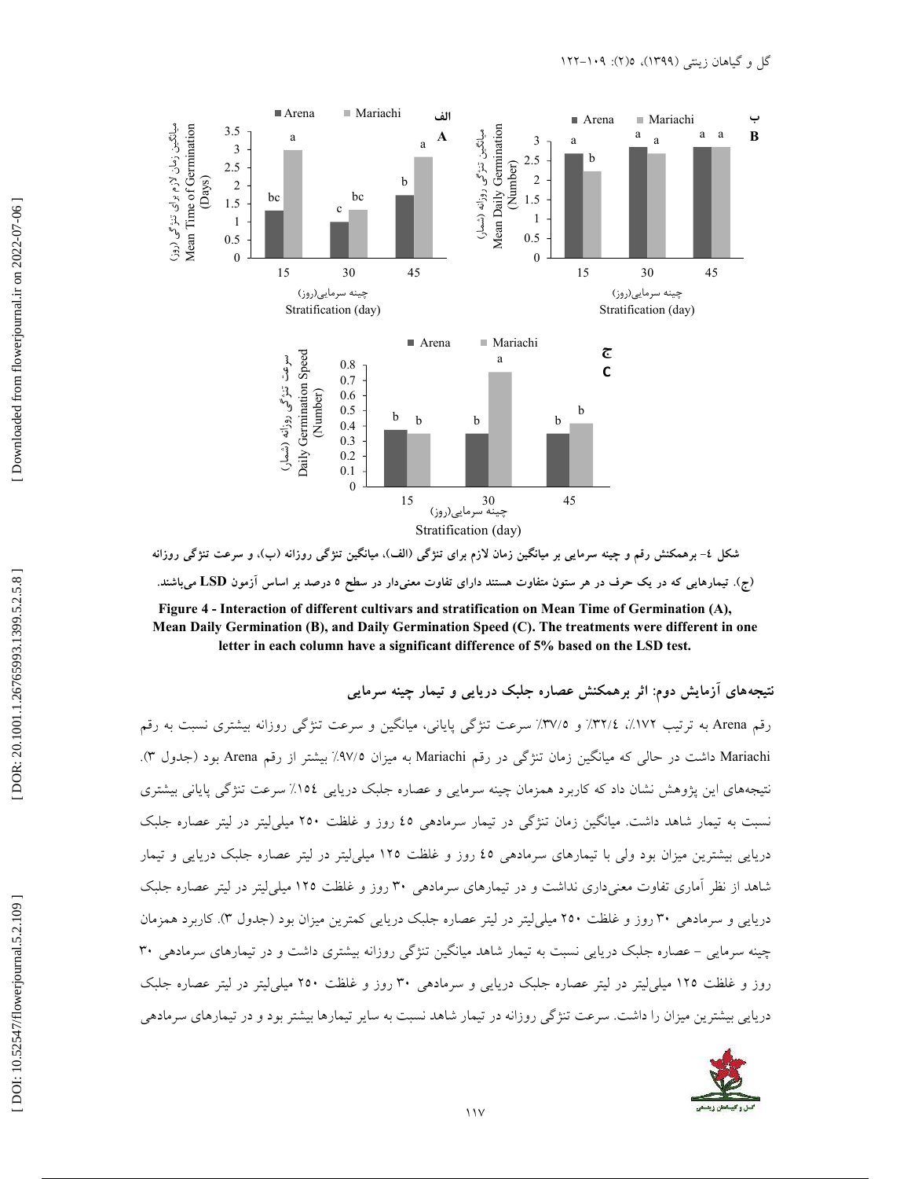شکل ٤- برهمکنش رقم و چینه سرمایی بر میانگین زمان لازم برای تنژگی (الف)، میانگین تنژگی روزانه (ب)، و سرعت تنژگی روزانه (ج). تیمارهایی که در یک حرف در هر ستون متفاوت هستند دارای تفاوت معنی‌دار در سطح ٥ درصد بر اساس آزمون LSD می‌باشند.

**Figure 4 - Interaction of different cultivars and stratification on Mean Time of Germination (A), Mean Daily Germination (B), and Daily Germination Speed (C). The treatments were different in one letter in each column have a significant difference of 5% based on the LSD test.**

## نتیجه‌های آزمایش دوم: اثر برهمکنش عصاره جلبک دریایی و تیمار چینه سرمایی

رقم Arena به ترتیب ١٧٢٪، ٣٢/٤٪ و ٣٧/٥٪ سرعت تنژگی پایانی، میانگین و سرعت تنژگی روزانه بیشتری نسبت به رقم Mariachi داشت در حالی که میانگین زمان تنژگی در رقم Mariachi به میزان ٩٧/٥٪ بیشتر از رقم Arena بود (جدول ٣). نتیجه‌های این پژوهش نشان داد که کاربرد همزمان چینه سرمایی و عصاره جلبک دریایی ١٥٤٪ سرعت تنژگی پایانی بیشتری نسبت به تیمار شاهد داشت. میانگین زمان تنژگی در تیمار سرمادهی ٤٥ روز و غلظت ٢٥٠ میلی‌لیتر در لیتر عصاره جلبک دریایی بیشترین میزان بود ولی با تیمارهای سرمادهی ٤٥ روز و غلظت ١٢٥ میلی‌لیتر در لیتر عصاره جلبک دریایی و تیمار شاهد از نظر آماری تفاوت معنی‌داری نداشت و در تیمارهای سرمادهی ٣٠ روز و غلظت ١٢٥ میلی‌لیتر در لیتر عصاره جلبک دریایی و سرمادهی ٣٠ روز و غلظت ٢٥٠ میلی‌لیتر در لیتر عصاره جلبک دریایی کمترین میزان بود (جدول ٣). کاربرد همزمان چینه سرمایی - عصاره جلبک دریایی نسبت به تیمار شاهد میانگین تنژگی روزانه بیشتری داشت و در تیمارهای سرمادهی ٣٠ روز و غلظت ١٢٥ میلی‌لیتر در لیتر عصاره جلبک دریایی و سرمادهی ٣٠ روز و غلظت ٢٥٠ میلی‌لیتر در لیتر عصاره جلبک دریایی بیشترین میزان را داشت. سرعت تنژگی روزانه در تیمار شاهد نسبت به سایر تیمارها بیشتر بود و در تیمارهای سرمادهی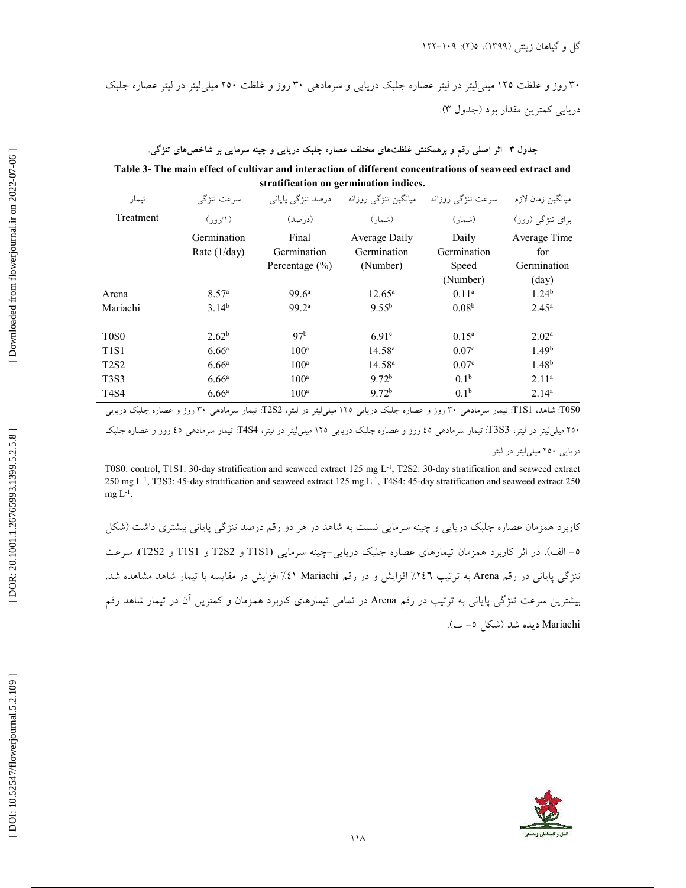۳۰ روز و غلظت ۱۲۵ میلی‌لیتر در لیتر عصاره جلبک دریایی و سرمادهی ۳۰ روز و غلظت ۲۵۰ میلی‌لیتر در لیتر عصاره جلبک دریایی کمترین مقدار بود (جدول ۳).

**جدول ۳- اثر اصلی رقم و برهمکنش غلظت‌های مختلف عصاره جلبک دریایی و چینه سرمایی بر شاخص‌های تنژگی.**

**Table 3- The main effect of cultivar and interaction of different concentrations of seaweed extract and stratification on germination indices.**

| تیمار Treatment | سرعت تنژگی (۱/روز) Germination Rate (1/day) | درصد تنژگی پایانی (درصد) Final Germination Percentage (%) | میانگین تنژگی روزانه (شمار) Average Daily Germination (Number) | سرعت تنژگی روزانه (شمار) Daily Germination Speed (Number) | میانگین زمان لازم برای تنژگی (روز) Average Time for Germination (day) |
|---|---|---|---|---|---|
| Arena | 8.57[a] | 99.6[a] | 12.65[a] | 0.11[a] | 1.24[b] |
| Mariachi | 3.14[b] | 99.2[a] | 9.55[b] | 0.08[b] | 2.45[a] |
| T0S0 | 2.62[b] | 97[b] | 6.91[c] | 0.15[a] | 2.02[a] |
| T1S1 | 6.66[a] | 100[a] | 14.58[a] | 0.07[c] | 1.49[b] |
| T2S2 | 6.66[a] | 100[a] | 14.58[a] | 0.07[c] | 1.48[b] |
| T3S3 | 6.66[a] | 100[a] | 9.72[b] | 0.1[b] | 2.11[a] |
| T4S4 | 6.66[a] | 100[a] | 9.72[b] | 0.1[b] | 2.14[a] |

T0S0: شاهد، T1S1: تیمار سرمادهی ۳۰ روز و عصاره جلبک دریایی ۱۲۵ میلی‌لیتر در لیتر، T2S2: تیمار سرمادهی ۳۰ روز و عصاره جلبک دریایی ۲۵۰ میلی‌لیتر در لیتر، T3S3: تیمار سرمادهی ۴۵ روز و عصاره جلبک دریایی ۱۲۵ میلی‌لیتر در لیتر، T4S4: تیمار سرمادهی ۴۵ روز و عصاره جلبک دریایی ۲۵۰ میلی‌لیتر در لیتر.

T0S0: control, T1S1: 30-day stratification and seaweed extract 125 mg $L^{-1}$, T2S2: 30-day stratification and seaweed extract 250 mg $L^{-1}$, T3S3: 45-day stratification and seaweed extract 125 mg $L^{-1}$, T4S4: 45-day stratification and seaweed extract 250 mg $L^{-1}$.

کاربرد همزمان عصاره جلبک دریایی و چینه سرمایی نسبت به شاهد در هر دو رقم درصد تنژگی پایانی بیشتری داشت (شکل ۵- الف). در اثر کاربرد همزمان تیمارهای عصاره جلبک دریایی-چینه سرمایی (T1S1 و T2S2 و T1S1 و T2S2)، سرعت تنژگی پایانی در رقم Arena به ترتیب ۲۴۶٪ افزایش و در رقم Mariachi ۴۱٪ افزایش در مقایسه با تیمار شاهد مشاهده شد. بیشترین سرعت تنژگی پایانی به ترتیب در رقم Arena در تمامی تیمارهای کاربرد همزمان و کمترین آن در تیمار شاهد رقم Mariachi دیده شد (شکل ۵- ب).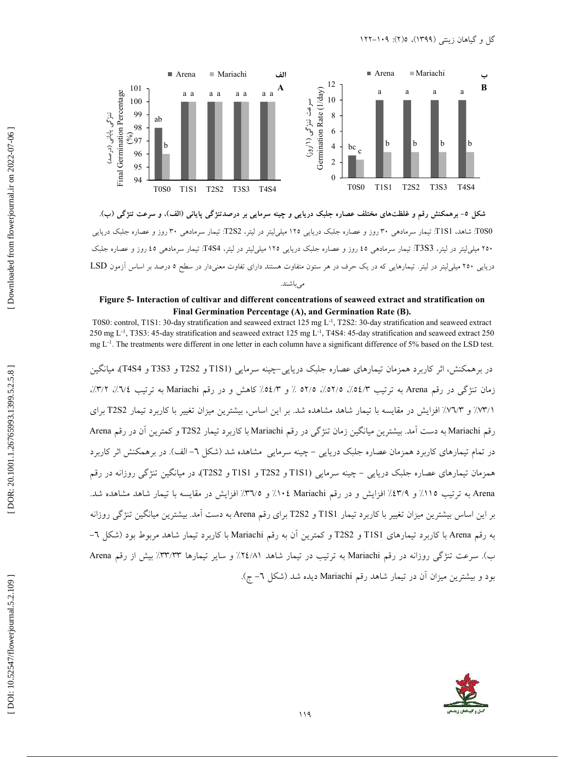شکل ۵- برهمکنش رقم و غلظت‌های مختلف عصاره جلبک دریایی و چینه سرمایی بر درصدتنژگی پایانی (الف)، و سرعت تنژگی (ب).

T0S0: شاهد، T1S1: تیمار سرمادهی ۳۰ روز و عصاره جلبک دریایی ۱۲۵ میلی‌لیتر در لیتر، T2S2: تیمار سرمادهی ۳۰ روز و عصاره جلبک دریایی ۲۵۰ میلی‌لیتر در لیتر، T3S3: تیمار سرمادهی ۴۵ روز و عصاره جلبک دریایی ۱۲۵ میلی‌لیتر در لیتر، T4S4: تیمار سرمادهی ۴۵ روز و عصاره جلبک دریایی ۲۵۰ میلی‌لیتر در لیتر. تیمارهایی که در یک حرف در هر ستون متفاوت هستند دارای تفاوت معنی‌دار در سطح ۵ درصد بر اساس آزمون LSD می‌باشند.

**Figure 5- Interaction of cultivar and different concentrations of seaweed extract and stratification on Final Germination Percentage (A), and Germination Rate (B).**

T0S0: control, T1S1: 30-day stratification and seaweed extract 125 mg $L^{-1}$, T2S2: 30-day stratification and seaweed extract 250 mg $L^{-1}$, T3S3: 45-day stratification and seaweed extract 125 mg $L^{-1}$, T4S4: 45-day stratification and seaweed extract 250 mg $L^{-1}$. The treatments were different in one letter in each column have a significant difference of 5% based on the LSD test.

در برهمکنش، اثر کاربرد همزمان تیمارهای عصاره جلبک دریایی-چینه سرمایی (T1S1 و T2S2 و T3S3 و T4S4)، میانگین زمان تنژگی در رقم Arena به ترتیب ۵۴/۳٪، ۵۲/۵٪، ۵۲/۵ ٪ و ۵۴/۳٪ کاهش و در رقم Mariachi به ترتیب ۶/۴٪، ۳/۲٪، ۷۳/۱٪ و ۷۶/۳٪ افزایش در مقایسه با تیمار شاهد مشاهده شد. بر این اساس، بیشترین میزان تغییر با کاربرد تیمار T2S2 برای رقم Mariachi به دست آمد. بیشترین میانگین زمان تنژگی در رقم Mariachi با کاربرد تیمار T2S2 و کمترین آن در رقم Arena در تمام تیمارهای کاربرد همزمان عصاره جلبک دریایی - چینه سرمایی مشاهده شد (شکل ۶- الف). در برهمکنش اثر کاربرد همزمان تیمارهای عصاره جلبک دریایی - چینه سرمایی (T1S1 و T2S2 و T1S1 و T2S2)، در میانگین تنژگی روزانه در رقم Arena به ترتیب ۱۱۵٪ و ۴۳/۹٪ افزایش و در رقم Mariachi ۱۰۴٪ و ۳۶/۵٪ افزایش در مقایسه با تیمار شاهد مشاهده شد. بر این اساس بیشترین میزان تغییر با کاربرد تیمار T1S1 و T2S2 برای رقم Arena به دست آمد. بیشترین میانگین تنژگی روزانه به رقم Arena با کاربرد تیمارهای T1S1 و T2S2 و کمترین آن به رقم Mariachi با کاربرد تیمار شاهد مربوط بود (شکل ۶- ب). سرعت تنژگی روزانه در رقم Mariachi به ترتیب در تیمار شاهد ۲۴/۸۱٪ و سایر تیمارها ۳۳/۳۳٪ بیش از رقم Arena بود و بیشترین میزان آن در تیمار شاهد رقم Mariachi دیده شد (شکل ۶- ج).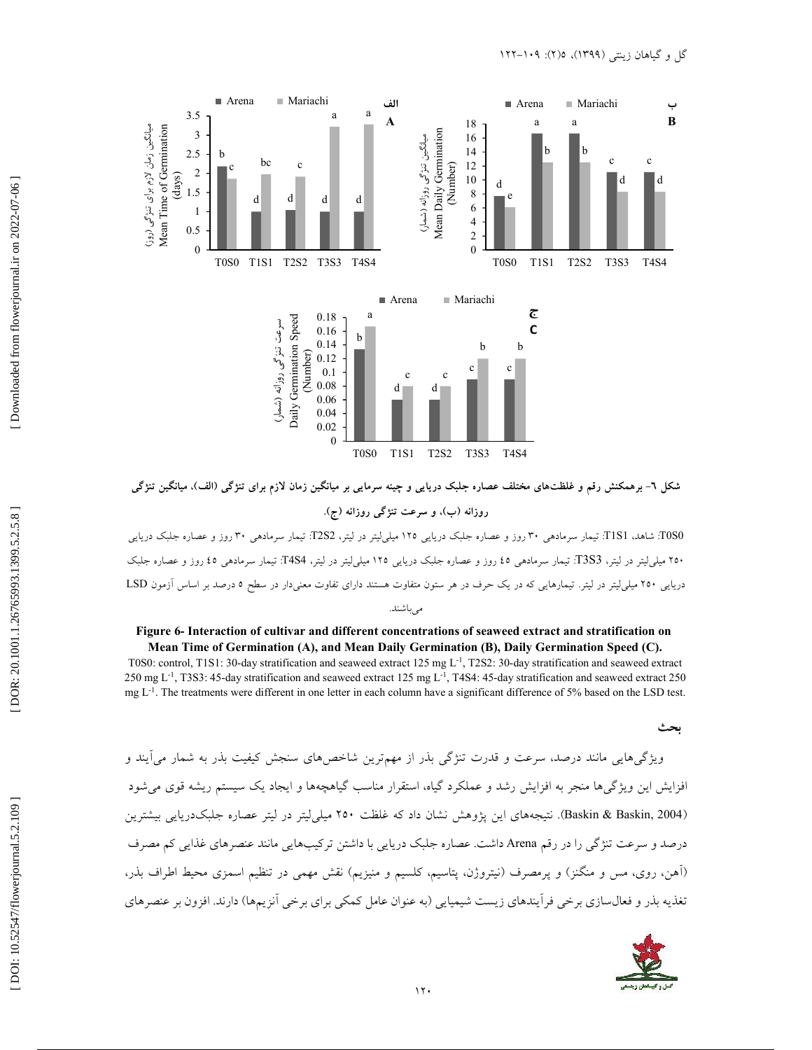شکل ٦- برهمکنش رقم و غلظت‌های مختلف عصاره جلبک دریایی و چینه سرمایی بر میانگین زمان لازم برای تنژگی (الف)، میانگین تنژگی روزانه (ب)، و سرعت تنژگی روزانه (ج).

T0S0: شاهد، T1S1: تیمار سرمادهی ۳۰ روز و عصاره جلبک دریایی ۱۲۵ میلی‌لیتر در لیتر، T2S2: تیمار سرمادهی ۳۰ روز و عصاره جلبک دریایی ۲۵۰ میلی‌لیتر در لیتر، T3S3: تیمار سرمادهی ٤٥ روز و عصاره جلبک دریایی ۱۲۵ میلی‌لیتر در لیتر، T4S4: تیمار سرمادهی ٤٥ روز و عصاره جلبک دریایی ۲۵۰ میلی‌لیتر در لیتر. تیمارهایی که در یک حرف در هر ستون متفاوت هستند دارای تفاوت معنی‌دار در سطح ٥ درصد بر اساس آزمون LSD می‌باشند.

**Figure 6- Interaction of cultivar and different concentrations of seaweed extract and stratification on Mean Time of Germination (A), and Mean Daily Germination (B), Daily Germination Speed (C).**

T0S0: control, T1S1: 30-day stratification and seaweed extract 125 mg $L^{-1}$, T2S2: 30-day stratification and seaweed extract 250 mg $L^{-1}$, T3S3: 45-day stratification and seaweed extract 125 mg $L^{-1}$, T4S4: 45-day stratification and seaweed extract 250 mg $L^{-1}$. The treatments were different in one letter in each column have a significant difference of 5% based on the LSD test.

## بحث

ویژگی‌هایی مانند درصد، سرعت و قدرت تنژگی بذر از مهم‌ترین شاخص‌های سنجش کیفیت بذر به شمار می‌آیند و افزایش این ویژگی‌ها منجر به افزایش رشد و عملکرد گیاه، استقرار مناسب گیاهچه‌ها و ایجاد یک سیستم ریشه قوی می‌شود (Baskin & Baskin, 2004). نتیجه‌های این پژوهش نشان داد که غلظت ۲۵۰ میلی‌لیتر در لیتر عصاره جلبک‌دریایی بیشترین درصد و سرعت تنژگی را در رقم Arena داشت. عصاره جلبک دریایی با داشتن ترکیب‌هایی مانند عنصرهای غذایی کم مصرف (آهن، روی، مس و منگنز) و پرمصرف (نیتروژن، پتاسیم، کلسیم و منیزیم) نقش مهمی در تنظیم اسمزی محیط اطراف بذر، تغذیه بذر و فعال‌سازی برخی فرآیندهای زیست شیمیایی (به عنوان عامل کمکی برای برخی آنزیم‌ها) دارند. افزون بر عنصرهای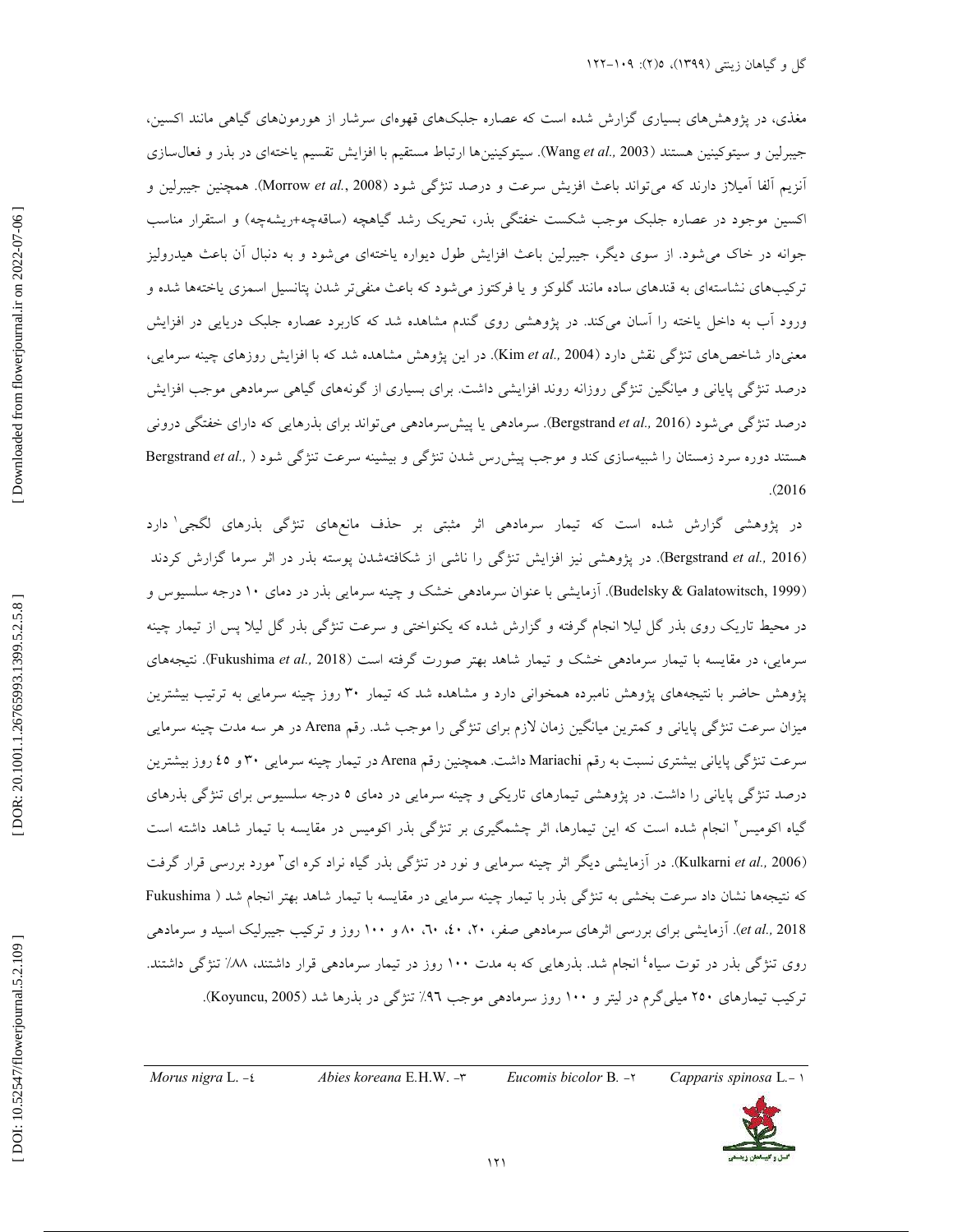مغذی، در پژوهش‌های بسیاری گزارش شده است که عصاره جلبک‌های قهوه‌ای سرشار از هورمون‌های گیاهی مانند اکسین، جیبرلین و سیتوکینین هستند (Wang *et al.*, 2003). سیتوکینین‌ها ارتباط مستقیم با افزایش تقسیم یاخته‌ای در بذر و فعال‌سازی آنزیم آلفا آمیلاز دارند که می‌تواند باعث افزیش سرعت و درصد تنژگی شود (Morrow *et al.*, 2008). همچنین جیبرلین و اکسین موجود در عصاره جلبک موجب شکست خفتگی بذر، تحریک رشد گیاهچه (ساقه‌چه+ریشه‌چه) و استقرار مناسب جوانه در خاک می‌شود. از سوی دیگر، جیبرلین باعث افزایش طول دیواره یاخته‌ای می‌شود و به دنبال آن باعث هیدرولیز ترکیب‌های نشاسته‌ای به قندهای ساده مانند گلوکز و یا فرکتوز می‌شود که باعث منفی‌تر شدن پتانسیل اسمزی یاخته‌ها شده و ورود آب به داخل یاخته را آسان می‌کند. در پژوهشی روی گندم مشاهده شد که کاربرد عصاره جلبک دریایی در افزایش معنی‌دار شاخص‌های تنژگی نقش دارد (Kim *et al.*, 2004). در این پژوهش مشاهده شد که با افزایش روزهای چینه سرمایی، درصد تنژگی پایانی و میانگین تنژگی روزانه روند افزایشی داشت. برای بسیاری از گونه‌های گیاهی سرمادهی موجب افزایش درصد تنژگی می‌شود (Bergstrand *et al.*, 2016). سرمادهی یا پیش‌سرمادهی می‌تواند برای بذرهایی که دارای خفتگی درونی هستند دوره سرد زمستان را شبیه‌سازی کند و موجب پیش‌رس شدن تنژگی و بیشینه سرعت تنژگی شود (Bergstrand *et al.*, 2016).

در پژوهشی گزارش شده است که تیمار سرمادهی اثر مثبتی بر حذف مانع‌های تنژگی بذرهای لگجی[1] دارد (Bergstrand *et al.*, 2016). در پژوهشی نیز افزایش تنژگی را ناشی از شکافته‌شدن پوسته بذر در اثر سرما گزارش کردند (Budelsky & Galatowitsch, 1999). آزمایشی با عنوان سرمادهی خشک و چینه سرمایی بذر در دمای ۱۰ درجه سلسیوس و در محیط تاریک روی بذر گل لیلا انجام گرفته و گزارش شده که یکنواختی و سرعت تنژگی بذر گل لیلا پس از تیمار چینه سرمایی، در مقایسه با تیمار سرمادهی خشک و تیمار شاهد بهتر صورت گرفته است (Fukushima *et al.*, 2018). نتیجه‌های پژوهش حاضر با نتیجه‌های پژوهش نامبرده همخوانی دارد و مشاهده شد که تیمار ۳۰ روز چینه سرمایی به ترتیب بیشترین میزان سرعت تنژگی پایانی و کمترین میانگین زمان لازم برای تنژگی را موجب شد. رقم Arena در هر سه مدت چینه سرمایی سرعت تنژگی پایانی بیشتری نسبت به رقم Mariachi داشت. همچنین رقم Arena در تیمار چینه سرمایی ۳۰ و ٤٥ روز بیشترین درصد تنژگی پایانی را داشت. در پژوهشی تیمارهای تاریکی و چینه سرمایی در دمای ۵ درجه سلسیوس برای تنژگی بذرهای گیاه اکومیس[2] انجام شده است که این تیمارها، اثر چشمگیری بر تنژگی بذر اکومیس در مقایسه با تیمار شاهد داشته است (Kulkarni *et al.*, 2006). در آزمایشی دیگر اثر چینه سرمایی و نور در تنژگی بذر گیاه نراد کره ای[3] مورد بررسی قرار گرفت که نتیجه‌ها نشان داد سرعت بخشی به تنژگی بذر با تیمار چینه سرمایی در مقایسه با تیمار شاهد بهتر انجام شد (Fukushima *et al.*, 2018). آزمایشی برای بررسی اثرهای سرمادهی صفر، ۲۰، ٤۰، ٦۰، ۸۰ و ۱۰۰ روز و ترکیب جیبرلیک اسید و سرمادهی روی تنژگی بذر در توت سیاه[4] انجام شد. بذرهایی که به مدت ۱۰۰ روز در تیمار سرمادهی قرار داشتند، ۸۸٪ تنژگی داشتند. ترکیب تیمارهای ۲۵۰ میلی‌گرم در لیتر و ۱۰۰ روز سرمادهی موجب ۹٦٪ تنژگی در بذرها شد (Koyuncu, 2005).

---

۱- *Capparis spinosa* L. ۲- *Eucomis bicolor* B. ۳- *Abies koreana* E.H.W. ٤- *Morus nigra* L.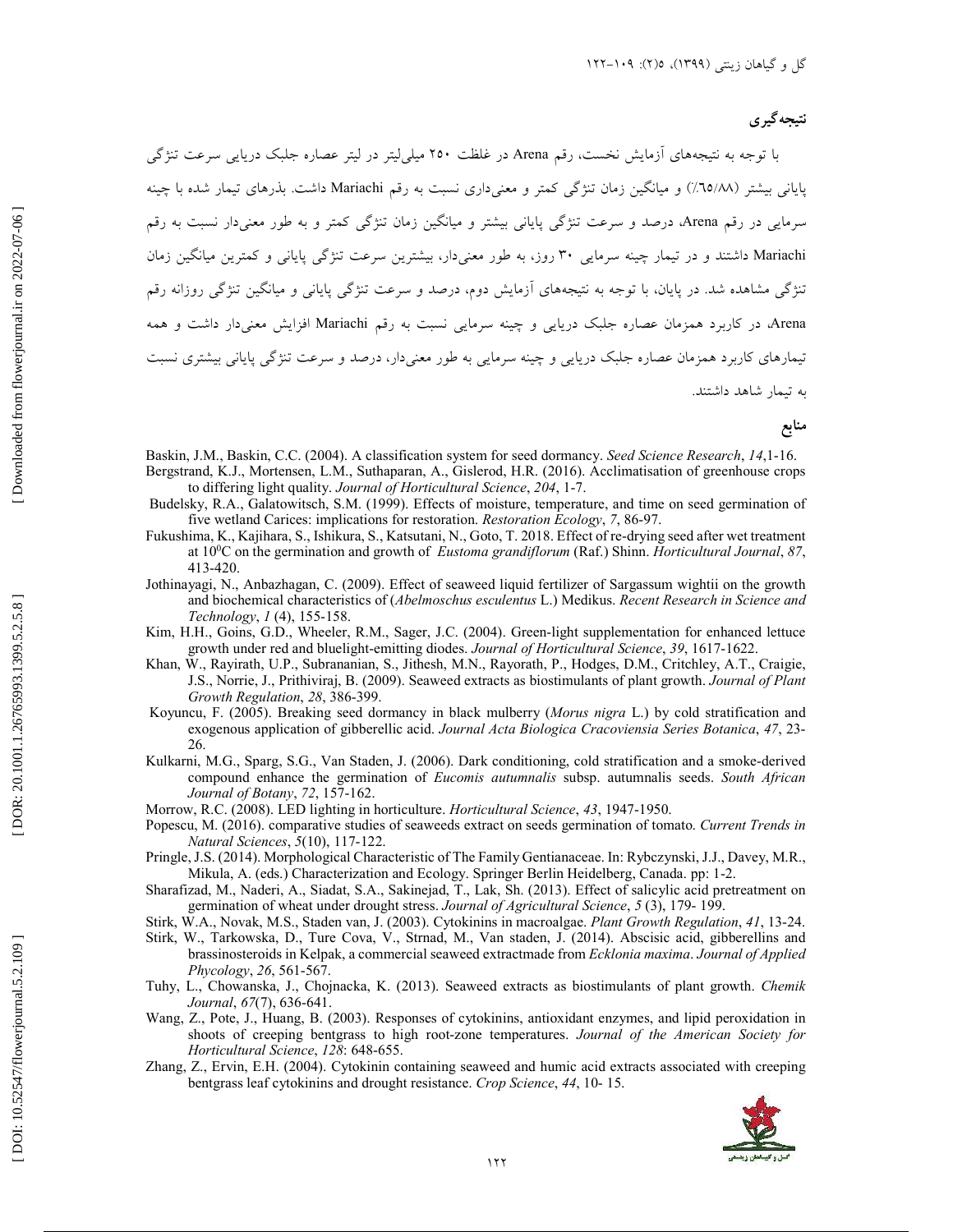## نتیجه‌گیری

با توجه به نتیجه‌های آزمایش نخست، رقم Arena در غلظت ۲۵۰ میلی‌لیتر در لیتر عصاره جلبک دریایی سرعت تنژگی پایانی بیشتر (۶۵/۸۸٪) و میانگین زمان تنژگی کمتر و معنی‌داری نسبت به رقم Mariachi داشت. بذرهای تیمار شده با چینه سرمایی در رقم Arena، درصد و سرعت تنژگی پایانی بیشتر و میانگین زمان تنژگی کمتر و به طور معنی‌دار نسبت به رقم Mariachi داشتند و در تیمار چینه سرمایی ۳۰ روز، به طور معنی‌دار، بیشترین سرعت تنژگی پایانی و کمترین میانگین زمان تنژگی مشاهده شد. در پایان، با توجه به نتیجه‌های آزمایش دوم، درصد و سرعت تنژگی پایانی و میانگین تنژگی روزانه رقم Arena، در کاربرد همزمان عصاره جلبک دریایی و چینه سرمایی نسبت به رقم Mariachi افزایش معنی‌دار داشت و همه تیمارهای کاربرد همزمان عصاره جلبک دریایی و چینه سرمایی به طور معنی‌دار، درصد و سرعت تنژگی پایانی بیشتری نسبت به تیمار شاهد داشتند.

## منابع

Baskin, J.M., Baskin, C.C. (2004). A classification system for seed dormancy. *Seed Science Research*, *14*,1-16.

Bergstrand, K.J., Mortensen, L.M., Suthaparan, A., Gislerod, H.R. (2016). Acclimatisation of greenhouse crops to differing light quality. *Journal of Horticultural Science*, *204*, 1-7.

Budelsky, R.A., Galatowitsch, S.M. (1999). Effects of moisture, temperature, and time on seed germination of five wetland Carices: implications for restoration. *Restoration Ecology*, *7*, 86-97.

Fukushima, K., Kajihara, S., Ishikura, S., Katsutani, N., Goto, T. 2018. Effect of re-drying seed after wet treatment at $10^0$C on the germination and growth of *Eustoma grandiflorum* (Raf.) Shinn. *Horticultural Journal*, *87*, 413-420.

Jothinayagi, N., Anbazhagan, C. (2009). Effect of seaweed liquid fertilizer of Sargassum wightii on the growth and biochemical characteristics of (*Abelmoschus esculentus* L.) Medikus. *Recent Research in Science and Technology*, *1* (4), 155-158.

Kim, H.H., Goins, G.D., Wheeler, R.M., Sager, J.C. (2004). Green-light supplementation for enhanced lettuce growth under red and bluelight-emitting diodes. *Journal of Horticultural Science*, *39*, 1617-1622.

Khan, W., Rayirath, U.P., Subrananian, S., Jithesh, M.N., Rayorath, P., Hodges, D.M., Critchley, A.T., Craigie, J.S., Norrie, J., Prithiviraj, B. (2009). Seaweed extracts as biostimulants of plant growth. *Journal of Plant Growth Regulation*, *28*, 386-399.

Koyuncu, F. (2005). Breaking seed dormancy in black mulberry (*Morus nigra* L.) by cold stratification and exogenous application of gibberellic acid. *Journal Acta Biologica Cracoviensia Series Botanica*, *47*, 23-26.

Kulkarni, M.G., Sparg, S.G., Van Staden, J. (2006). Dark conditioning, cold stratification and a smoke-derived compound enhance the germination of *Eucomis autumnalis* subsp. autumnalis seeds. *South African Journal of Botany*, *72*, 157-162.

Morrow, R.C. (2008). LED lighting in horticulture. *Horticultural Science*, *43*, 1947-1950.

Popescu, M. (2016). comparative studies of seaweeds extract on seeds germination of tomato. *Current Trends in Natural Sciences*, *5*(10), 117-122.

Pringle, J.S. (2014). Morphological Characteristic of The Family Gentianaceae. In: Rybczynski, J.J., Davey, M.R., Mikula, A. (eds.) Characterization and Ecology. Springer Berlin Heidelberg, Canada. pp: 1-2.

Sharafizad, M., Naderi, A., Siadat, S.A., Sakinejad, T., Lak, Sh. (2013). Effect of salicylic acid pretreatment on germination of wheat under drought stress. *Journal of Agricultural Science*, *5* (3), 179- 199.

Stirk, W.A., Novak, M.S., Staden van, J. (2003). Cytokinins in macroalgae. *Plant Growth Regulation*, *41*, 13-24.

Stirk, W., Tarkowska, D., Ture Cova, V., Strnad, M., Van staden, J. (2014). Abscisic acid, gibberellins and brassinosteroids in Kelpak, a commercial seaweed extractmade from *Ecklonia maxima*. *Journal of Applied Phycology*, *26*, 561-567.

Tuhy, L., Chowanska, J., Chojnacka, K. (2013). Seaweed extracts as biostimulants of plant growth. *Chemik Journal*, *67*(7), 636-641.

Wang, Z., Pote, J., Huang, B. (2003). Responses of cytokinins, antioxidant enzymes, and lipid peroxidation in shoots of creeping bentgrass to high root-zone temperatures. *Journal of the American Society for Horticultural Science*, *128*: 648-655.

Zhang, Z., Ervin, E.H. (2004). Cytokinin containing seaweed and humic acid extracts associated with creeping bentgrass leaf cytokinins and drought resistance. *Crop Science*, *44*, 10- 15.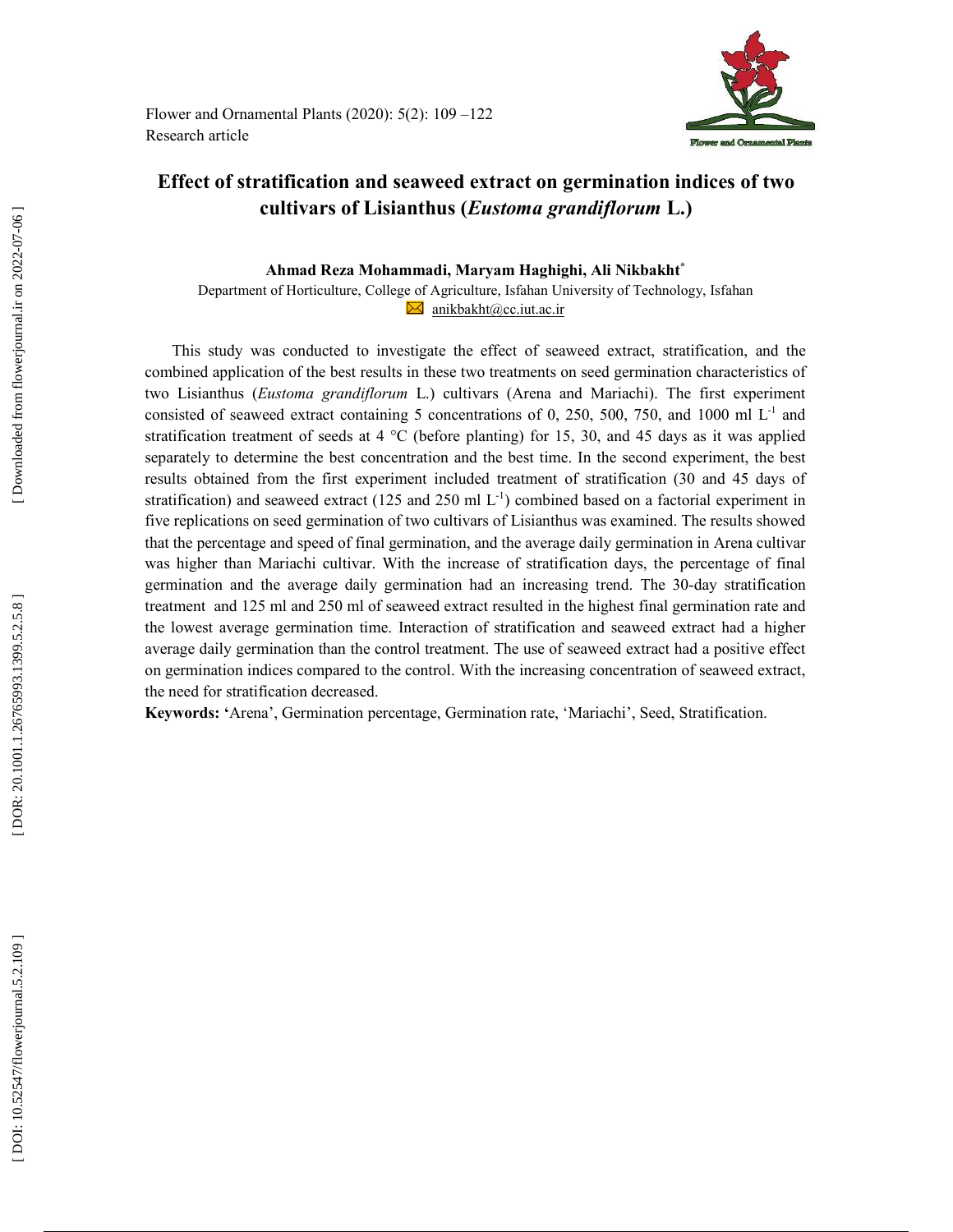# Effect of stratification and seaweed extract on germination indices of two cultivars of Lisianthus (*Eustoma grandiflorum* L.)

**Ahmad Reza Mohammadi, Maryam Haghighi, Ali Nikbakht***

Department of Horticulture, College of Agriculture, Isfahan University of Technology, Isfahan

anikbakht@cc.iut.ac.ir

This study was conducted to investigate the effect of seaweed extract, stratification, and the combined application of the best results in these two treatments on seed germination characteristics of two Lisianthus (*Eustoma grandiflorum* L.) cultivars (Arena and Mariachi). The first experiment consisted of seaweed extract containing 5 concentrations of 0, 250, 500, 750, and 1000 ml $L^{-1}$ and stratification treatment of seeds at 4 °C (before planting) for 15, 30, and 45 days as it was applied separately to determine the best concentration and the best time. In the second experiment, the best results obtained from the first experiment included treatment of stratification (30 and 45 days of stratification) and seaweed extract (125 and 250 ml $L^{-1}$) combined based on a factorial experiment in five replications on seed germination of two cultivars of Lisianthus was examined. The results showed that the percentage and speed of final germination, and the average daily germination in Arena cultivar was higher than Mariachi cultivar. With the increase of stratification days, the percentage of final germination and the average daily germination had an increasing trend. The 30-day stratification treatment and 125 ml and 250 ml of seaweed extract resulted in the highest final germination rate and the lowest average germination time. Interaction of stratification and seaweed extract had a higher average daily germination than the control treatment. The use of seaweed extract had a positive effect on germination indices compared to the control. With the increasing concentration of seaweed extract, the need for stratification decreased.

**Keywords:** 'Arena', Germination percentage, Germination rate, 'Mariachi', Seed, Stratification.